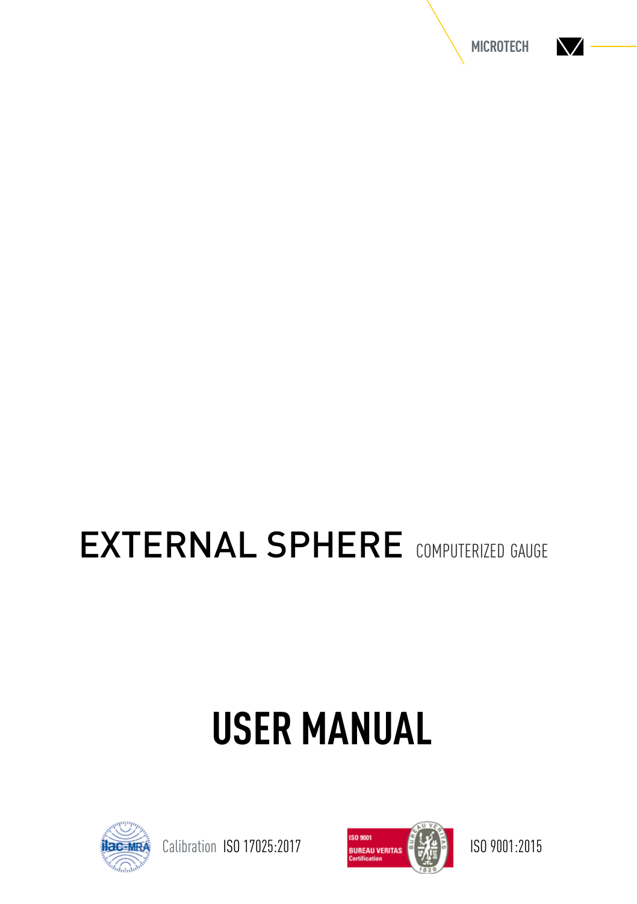MICROTECH

# EXTERNAL SPHERE COMPUTERIZED GAUGE

# USER MANUAL

Calibration ISO 17025:2017

ISO 9001 BUREAU VERITAS Certification

ISO 9001:2015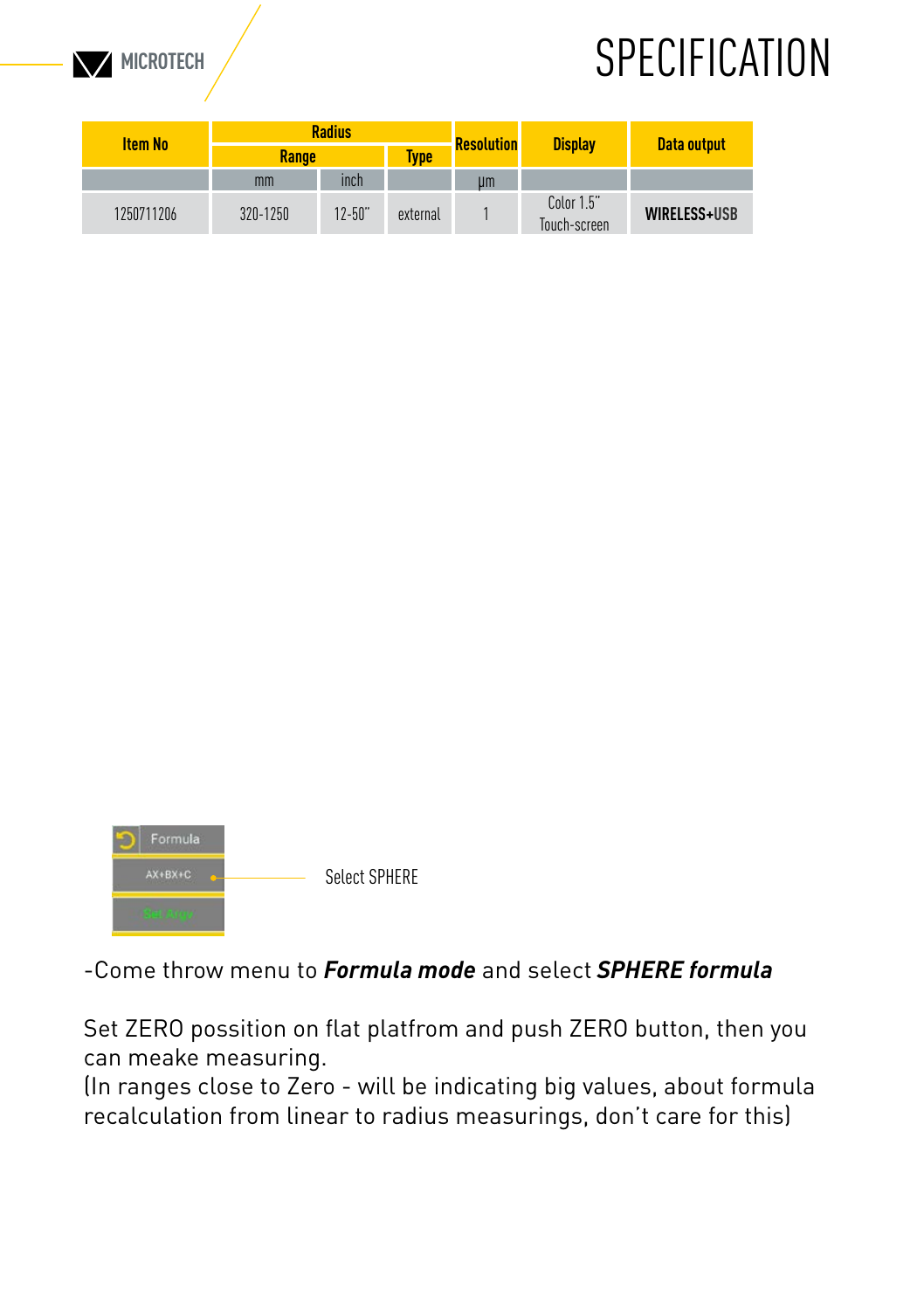# SPECIFICATION

| Item No | Radius | | | Resolution | Display | Data output |
|---|---|---|---|---|---|---|
| | Range | | Type | | | |
| | mm | inch | | µm | | |
| 1250711206 | 320-1250 | 12-50" | external | 1 | Color 1.5" Touch-screen | **WIRELESS+USB** |

Formula

AX+BX+C

Set Args

Select SPHERE

-Come throw menu to ***Formula mode*** and select ***SPHERE formula***

Set ZERO possition on flat platfrom and push ZERO button, then you can meake measuring.
(In ranges close to Zero - will be indicating big values, about formula recalculation from linear to radius measurings, don't care for this)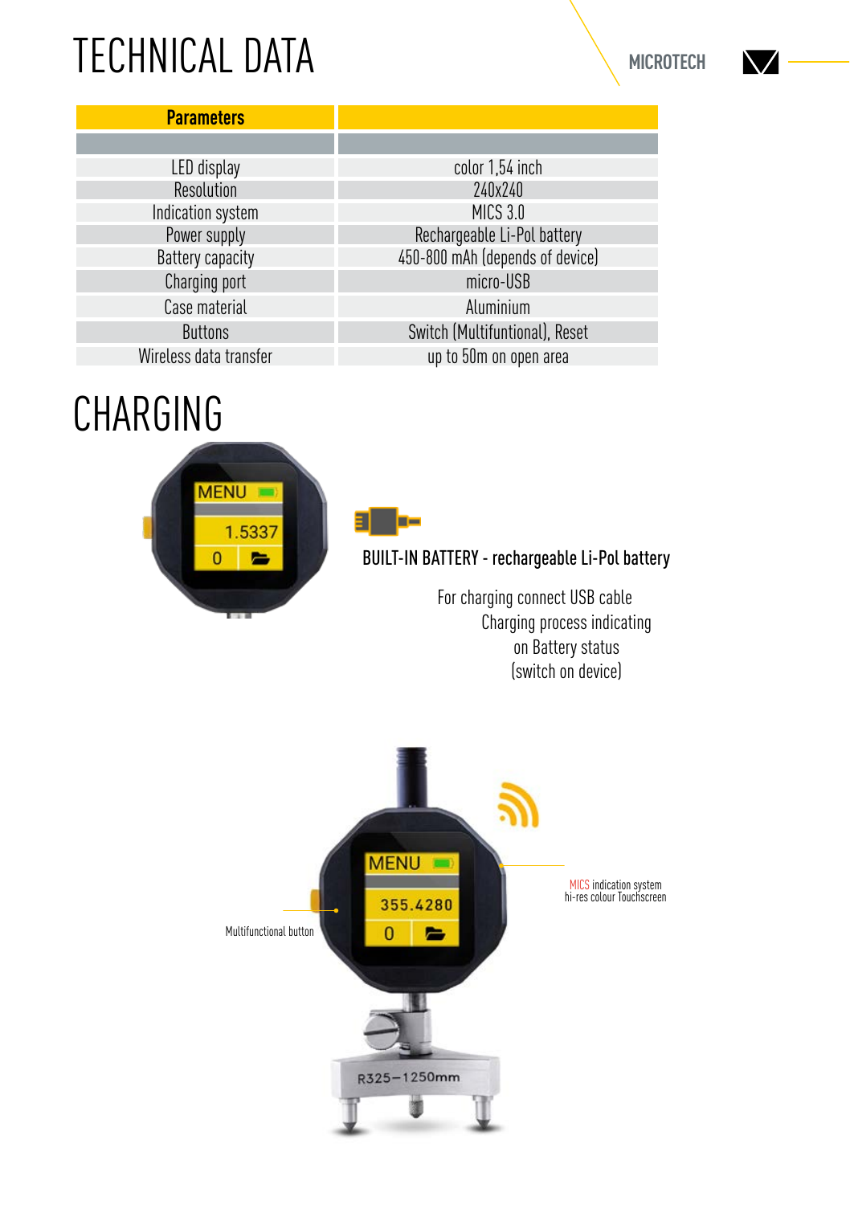# TECHNICAL DATA

| Parameters | |
|---|---|
| | |
| LED display | color 1,54 inch |
| Resolution | 240x240 |
| Indication system | MICS 3.0 |
| Power supply | Rechargeable Li-Pol battery |
| Battery capacity | 450-800 mAh (depends of device) |
| Charging port | micro-USB |
| Case material | Aluminium |
| Buttons | Switch (Multifuntional), Reset |
| Wireless data transfer | up to 50m on open area |

# CHARGING

**BUILT-IN BATTERY - rechargeable Li-Pol battery**

For charging connect USB cable
Charging process indicating
on Battery status
(switch on device)

Multifunctional button

MICS indication system
hi-res colour Touchscreen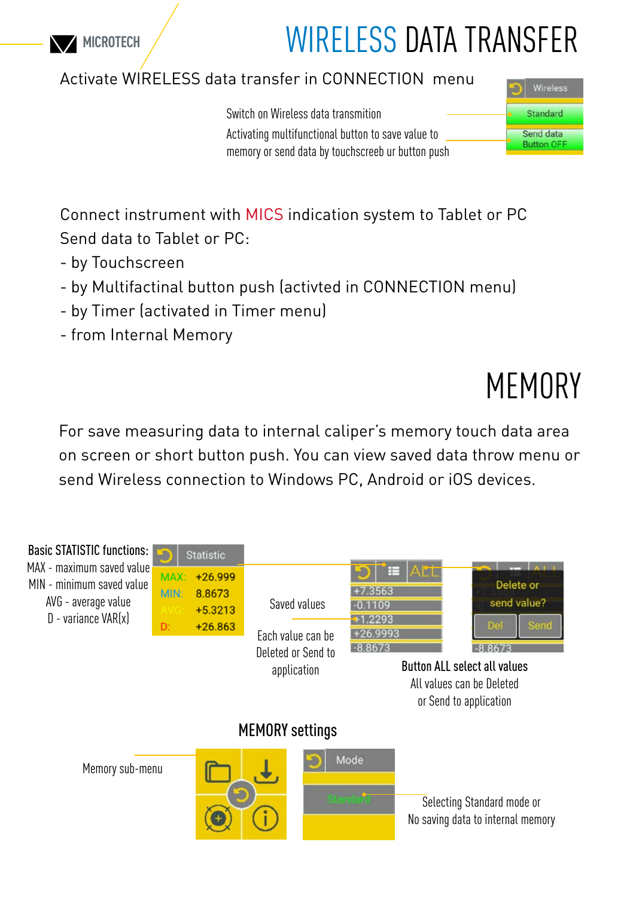# WIRELESS DATA TRANSFER

Activate WIRELESS data transfer in CONNECTION menu

Switch on Wireless data transmition

Activating multifunctional button to save value to memory or send data by touchscreeb ur button push

Wireless

Standard

Send data Button OFF

Connect instrument with MICS indication system to Tablet or PC

Send data to Tablet or PC:

- by Touchscreen
- by Multifactinal button push (activted in CONNECTION menu)
- by Timer (activated in Timer menu)
- from Internal Memory

# MEMORY

For save measuring data to internal caliper's memory touch data area on screen or short button push. You can view saved data throw menu or send Wireless connection to Windows PC, Android or iOS devices.

**Basic STATISTIC functions:**

MAX - maximum saved value

MIN - minimum saved value

AVG - average value

D - variance VAR(x)

Statistic

| | |
|---|---|
| MAX: | +26.999 |
| MIN: | 8.8673 |
| AVG: | +5.3213 |
| D: | +26.863 |

Saved values

Each value can be Deleted or Send to application

ALL

+7.3563

-0.1109

+1.2293

+26.9993

-8.8673

Delete or send value?

Del

Send

**Button ALL select all values**

All values can be Deleted or Send to application

## MEMORY settings

Memory sub-menu

Mode

Standard

Selecting Standard mode or No saving data to internal memory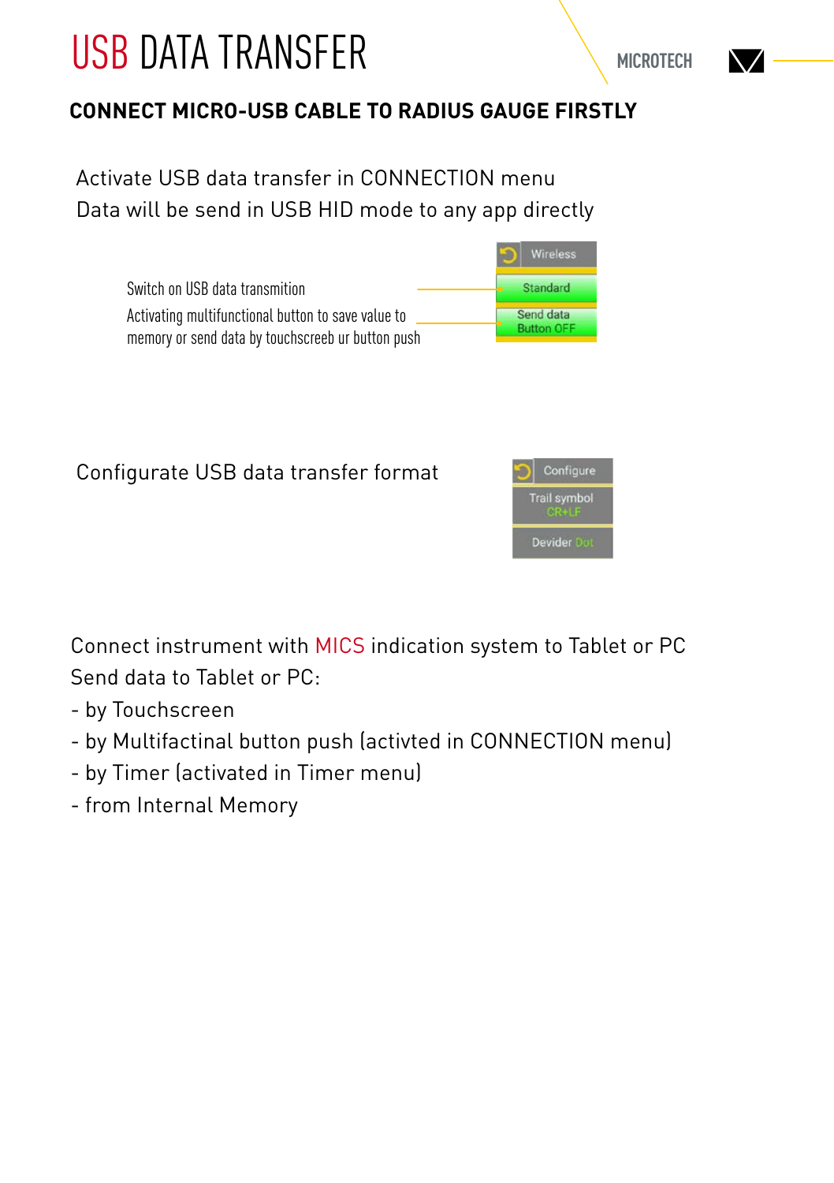# USB DATA TRANSFER

## CONNECT MICRO-USB CABLE TO RADIUS GAUGE FIRSTLY

Activate USB data transfer in CONNECTION menu
Data will be send in USB HID mode to any app directly

Switch on USB data transmition

Activating multifunctional button to save value to memory or send data by touchscreeb ur button push

Wireless
Standard
Send data Button OFF

Configurate USB data transfer format

Configure
Trail symbol CR+LF
Devider Dot

Connect instrument with MICS indication system to Tablet or PC
Send data to Tablet or PC:

- by Touchscreen
- by Multifactinal button push (activted in CONNECTION menu)
- by Timer (activated in Timer menu)
- from Internal Memory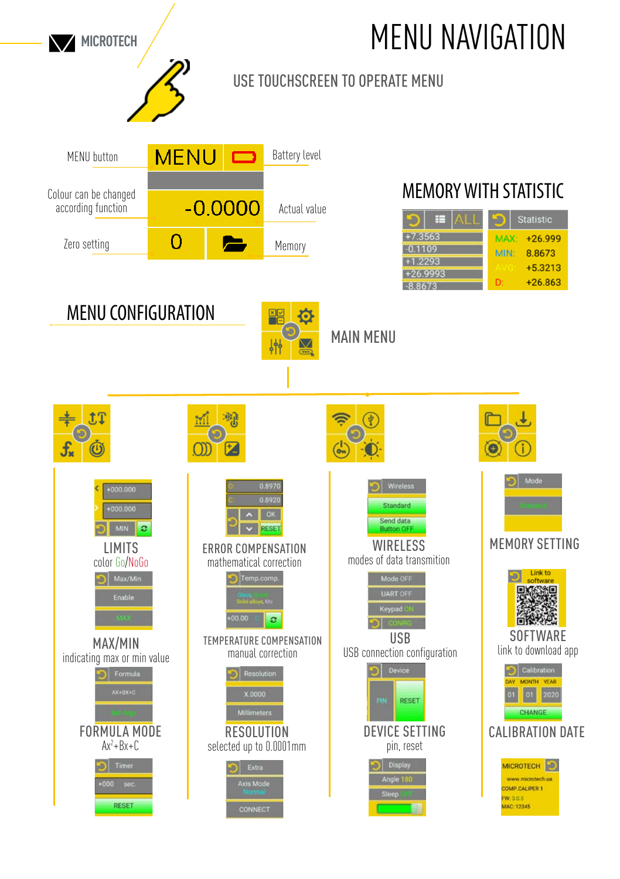# MENU NAVIGATION

USE TOUCHSCREEN TO OPERATE MENU

MENU button — Battery level

Colour can be changed according function — Actual value

Zero setting — Memory

MENU | -0.0000 | 0

## MEMORY WITH STATISTIC

ALL

+7.3563
-0.1109
+1.2293
+26.9993
-8.8673

Statistic

| | |
|---|---|
| MAX: | +26.999 |
| MIN: | 8.8673 |
| AVG: | +5.3213 |
| D: | +26.863 |

## MENU CONFIGURATION

MAIN MENU

### LIMITS

color Go/NoGo

+000.000
+000.000
MIN

### MAX/MIN

indicating max or min value

Max/Min
Enable
MAX

### FORMULA MODE

$Ax^2+Bx+C$

Formula
AX+BX+C
Set Args

Timer
+000 sec.
RESET

### ERROR COMPENSATION

mathematical correction

O: 0.8970
C: 0.8920
OK
RESET

### TEMPERATURE COMPENSATION

manual correction

Temp.comp.
Glass, Steel, Solid alloys, Mo
+00.00

### RESOLUTION

selected up to 0.0001mm

Resolution
X.0000
Millimeters

Extra
Axis Mode Normal
CONNECT

### WIRELESS

modes of data transmition

Wireless
Standard
Send data Button OFF

### USB

USB connection configuration

Mode OFF
UART OFF
Keypad ON
CONFIG

### DEVICE SETTING

pin, reset

Device
PIN
RESET

Display
Angle 180
Sleep OFF

### MEMORY SETTING

Mode
Standard

### SOFTWARE

link to download app

Link to software

### CALIBRATION DATE

Calibration

| DAY | MONTH | YEAR |
|---|---|---|
| 01 | 01 | 2020 |

CHANGE

MICROTECH
www.microtech.ua
COMP.CALIPER 1
FW: 3.0.5
MAC: 12345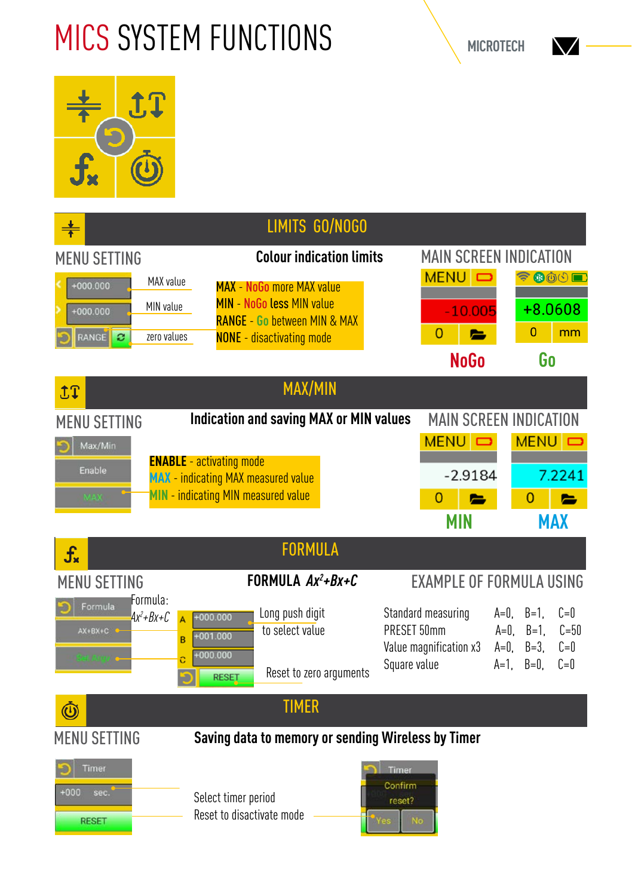# MICS SYSTEM FUNCTIONS

MICROTECH

## LIMITS GO/NOGO

### MENU SETTING

+000.000 — MAX value

+000.000 — MIN value

RANGE — zero values

### Colour indication limits

**MAX** - NoGo more MAX value
**MIN** - NoGo less MIN value
**RANGE** - Go between MIN & MAX
**NONE** - disactivating mode

### MAIN SCREEN INDICATION

| MENU | MENU |
|---|---|
| -10.005 | +8.0608 |
| 0 | 0 mm |
| **NoGo** | **Go** |

## MAX/MIN

### MENU SETTING

Max/Min
Enable
MAX

### Indication and saving MAX or MIN values

**ENABLE** - activating mode
**MAX** - indicating MAX measured value
**MIN** - indicating MIN measured value

### MAIN SCREEN INDICATION

| MENU | MENU |
|---|---|
| -2.9184 | 7.2241 |
| 0 | 0 |
| **MIN** | **MAX** |

## FORMULA

### MENU SETTING

Formula
AX+BX+C
Set Argu

Formula: $Ax^2+Bx+C$

A +000.000
B +001.000
C +000.000
RESET

Long push digit to select value

Reset to zero arguments

### FORMULA $Ax^2+Bx+C$

### EXAMPLE OF FORMULA USING

| | | | |
|---|---|---|---|
| Standard measuring | A=0, | B=1, | C=0 |
| PRESET 50mm | A=0, | B=1, | C=50 |
| Value magnification x3 | A=0, | B=3, | C=0 |
| Square value | A=1, | B=0, | C=0 |

## TIMER

### MENU SETTING

Timer
+000 sec.
RESET

### Saving data to memory or sending Wireless by Timer

Select timer period
Reset to disactivate mode

Timer — Confirm reset? — Yes / No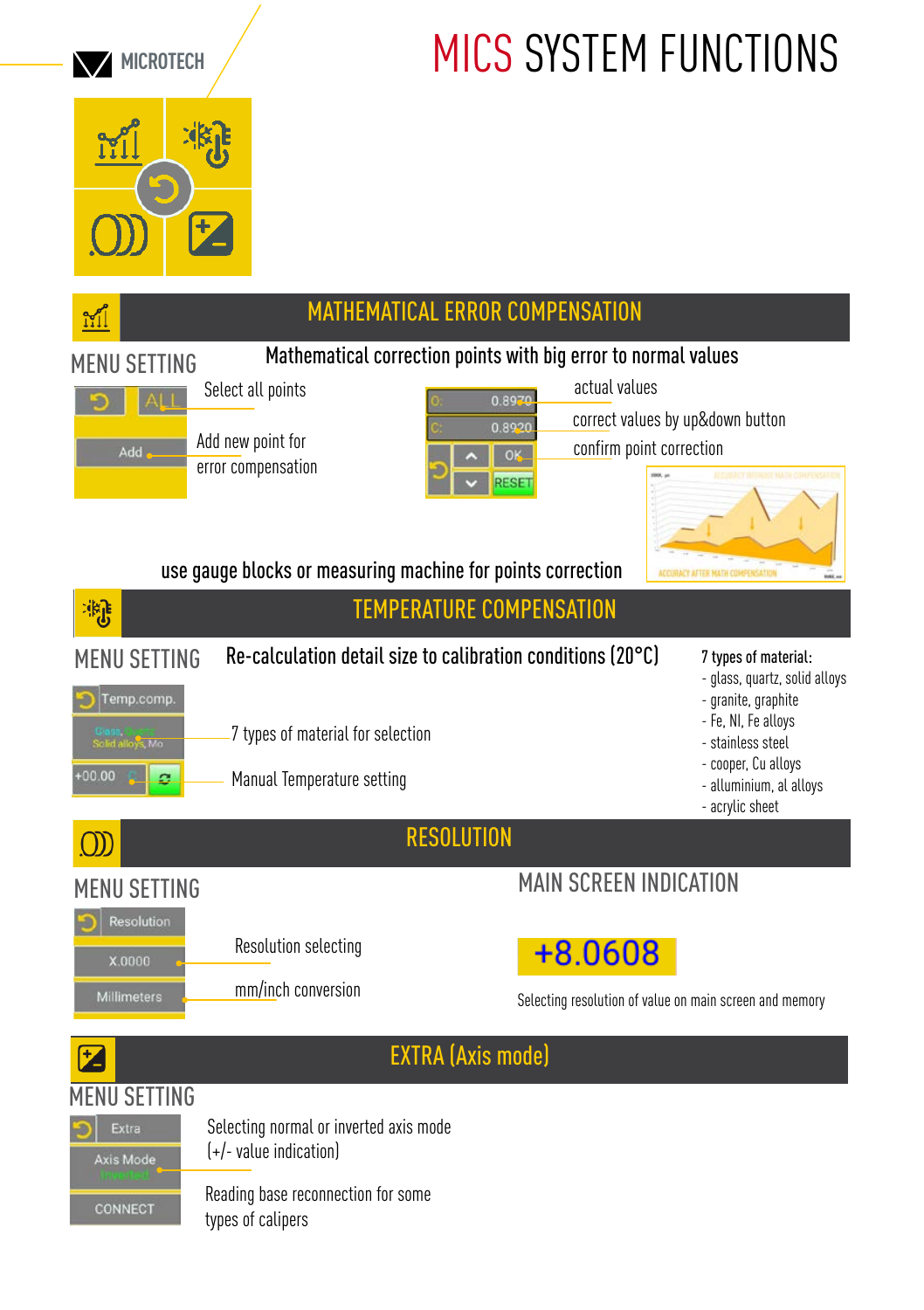MICROTECH

# MICS SYSTEM FUNCTIONS

## MATHEMATICAL ERROR COMPENSATION

### MENU SETTING

**Mathematical correction points with big error to normal values**

ALL — Select all points

Add — Add new point for error compensation

O: 0.8970 — actual values

C: 0.8920 — correct values by up&down button

OK — confirm point correction

RESET

ACCURACY WITHOUT MATH COMPENSATION

ACCURACY AFTER MATH COMPENSATION

use gauge blocks or measuring machine for points correction

## TEMPERATURE COMPENSATION

### MENU SETTING

**Re-calculation detail size to calibration conditions (20°C)**

Temp.comp.

Glass, Quartz, Solid alloys, Mo — 7 types of material for selection

+00.00 C — Manual Temperature setting

**7 types of material:**

- glass, quartz, solid alloys
- granite, graphite
- Fe, NI, Fe alloys
- stainless steel
- cooper, Cu alloys
- alluminium, al alloys
- acrylic sheet

## RESOLUTION

### MENU SETTING

Resolution

X.0000 — Resolution selecting

Millimeters — mm/inch conversion

### MAIN SCREEN INDICATION

+8.0608

Selecting resolution of value on main screen and memory

## EXTRA (Axis mode)

### MENU SETTING

Extra

Axis Mode Inverted — Selecting normal or inverted axis mode (+/- value indication)

CONNECT — Reading base reconnection for some types of calipers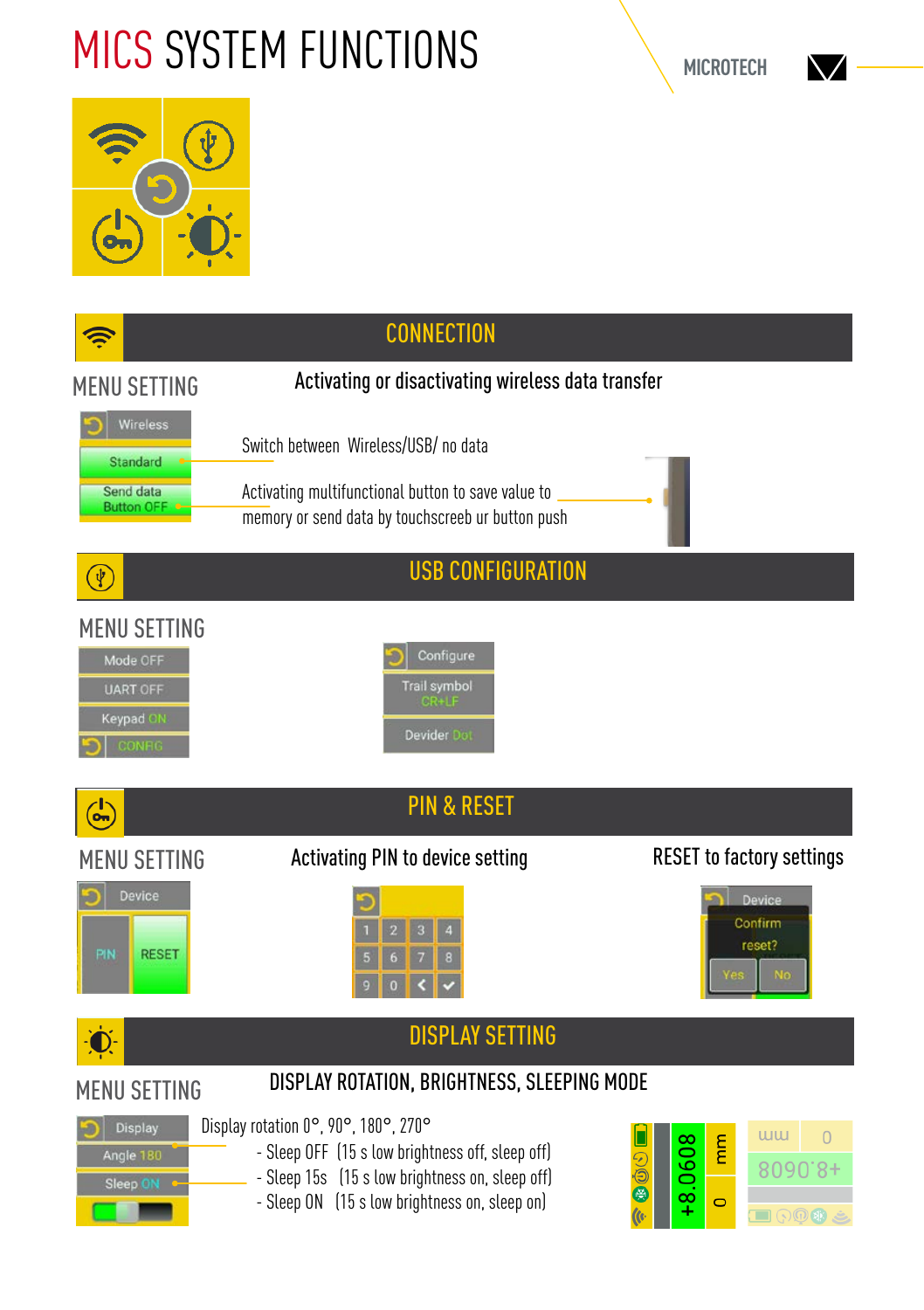# MICS SYSTEM FUNCTIONS

MICROTECH

## CONNECTION

### MENU SETTING

Activating or disactivating wireless data transfer

Wireless
Standard
Send data Button OFF

Switch between Wireless/USB/ no data

Activating multifunctional button to save value to memory or send data by touchscreeb ur button push

## USB CONFIGURATION

### MENU SETTING

Mode OFF
UART OFF
Keypad ON
CONFIG

Configure
Trail symbol CR+LF
Devider Dot

## PIN & RESET

### MENU SETTING

Activating PIN to device setting

RESET to factory settings

Device
PIN
RESET

1 2 3 4
5 6 7 8
9 0

Device
Confirm reset?
Yes No

## DISPLAY SETTING

### MENU SETTING

DISPLAY ROTATION, BRIGHTNESS, SLEEPING MODE

Display
Angle 180
Sleep ON

Display rotation 0°, 90°, 180°, 270°

- Sleep OFF (15 s low brightness off, sleep off)
- Sleep 15s (15 s low brightness on, sleep off)
- Sleep ON (15 s low brightness on, sleep on)

+8.0608 mm 0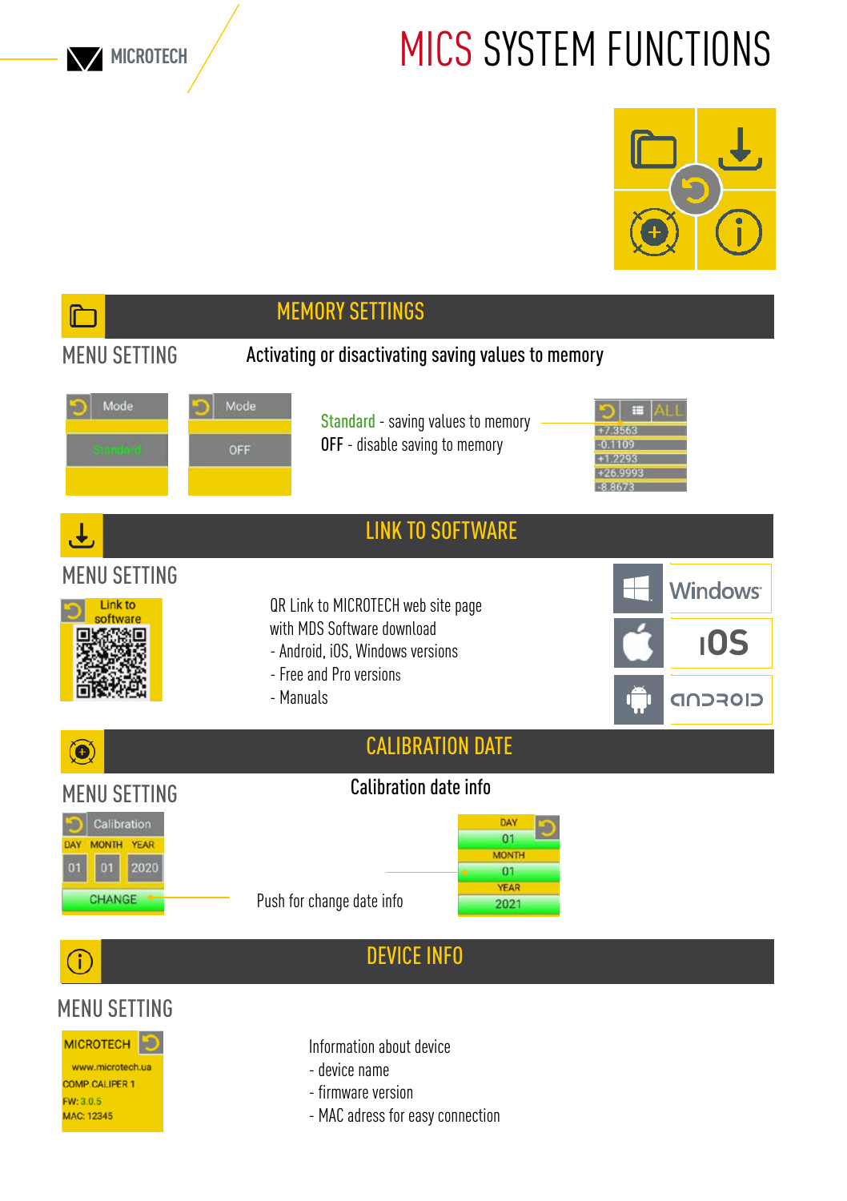# MICS SYSTEM FUNCTIONS

## MEMORY SETTINGS

MENU SETTING

Activating or disactivating saving values to memory

Mode | Standard

Mode | OFF

Standard - saving values to memory
OFF - disable saving to memory

ALL
+7.3563
-0.1109
+1.2293
+26.9993
-8.8673

## LINK TO SOFTWARE

MENU SETTING

Link to software

QR Link to MICROTECH web site page
with MDS Software download
- Android, iOS, Windows versions
- Free and Pro versions
- Manuals

Windows
iOS
android

## CALIBRATION DATE

MENU SETTING

Calibration date info

Calibration
DAY MONTH YEAR
01 01 2020
CHANGE

Push for change date info

DAY 01
MONTH 01
YEAR 2021

## DEVICE INFO

MENU SETTING

MICROTECH
www.microtech.ua
COMP.CALIPER 1
FW: 3.0.5
MAC: 12345

Information about device
- device name
- firmware version
- MAC adress for easy connection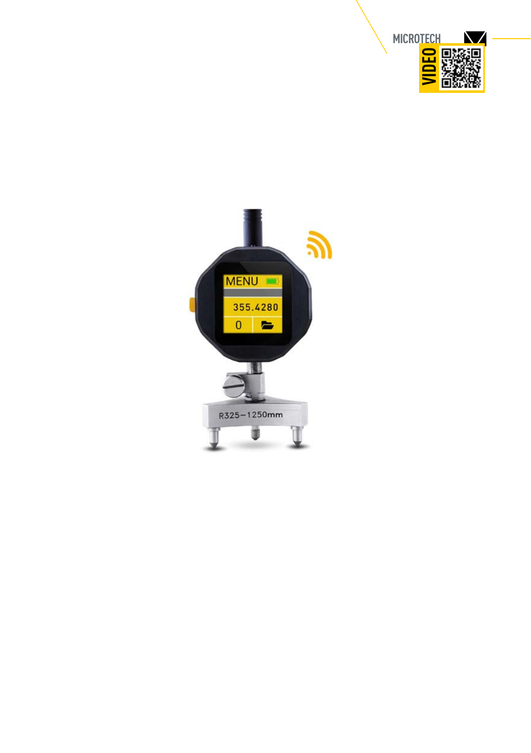MICROTECH

VIDEO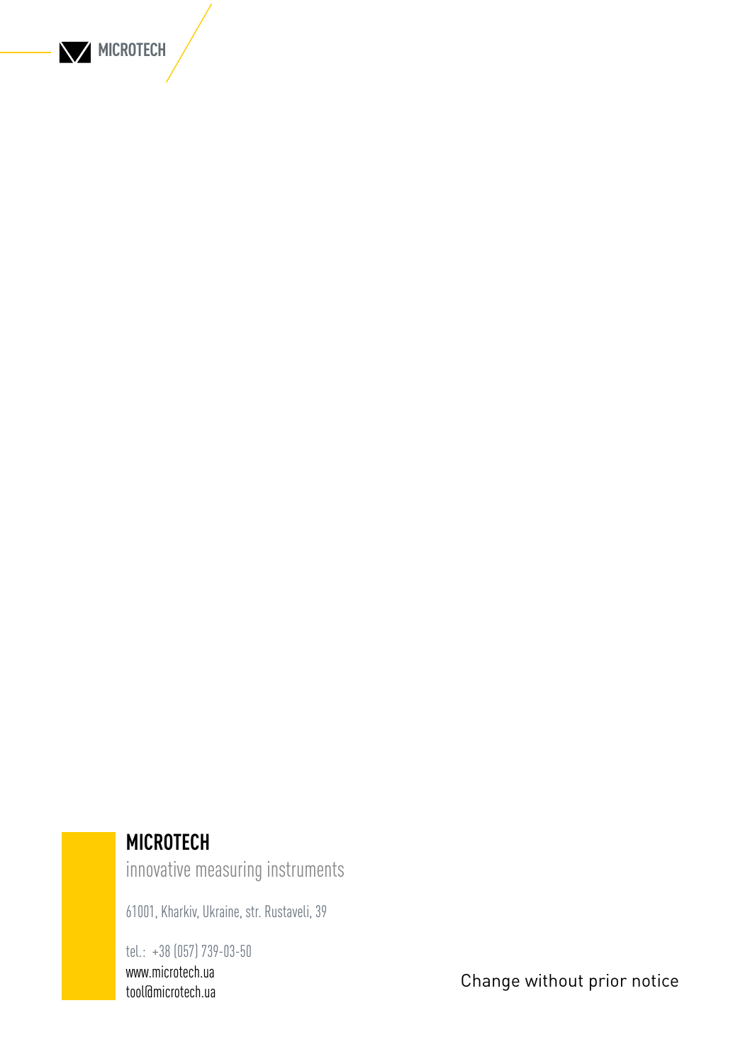**MICROTECH**

innovative measuring instruments

61001, Kharkiv, Ukraine, str. Rustaveli, 39

tel.: +38 (057) 739-03-50
www.microtech.ua
tool@microtech.ua

Change without prior notice